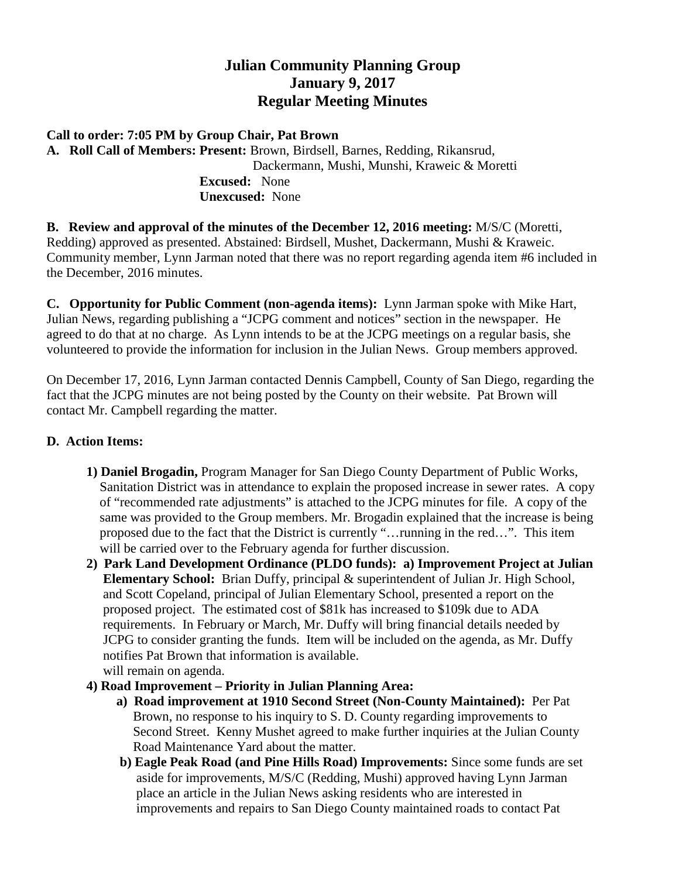# Julian Community Planning Group
## January 9, 2017
## Regular Meeting Minutes

**Call to order: 7:05 PM by Group Chair, Pat Brown**

**A. Roll Call of Members: Present:** Brown, Birdsell, Barnes, Redding, Rikansrud, Dackermann, Mushi, Munshi, Kraweic & Moretti

**Excused:** None

**Unexcused:** None

**B. Review and approval of the minutes of the December 12, 2016 meeting:** M/S/C (Moretti, Redding) approved as presented. Abstained: Birdsell, Mushet, Dackermann, Mushi & Kraweic. Community member, Lynn Jarman noted that there was no report regarding agenda item #6 included in the December, 2016 minutes.

**C. Opportunity for Public Comment (non-agenda items):** Lynn Jarman spoke with Mike Hart, Julian News, regarding publishing a "JCPG comment and notices" section in the newspaper. He agreed to do that at no charge. As Lynn intends to be at the JCPG meetings on a regular basis, she volunteered to provide the information for inclusion in the Julian News. Group members approved.

On December 17, 2016, Lynn Jarman contacted Dennis Campbell, County of San Diego, regarding the fact that the JCPG minutes are not being posted by the County on their website. Pat Brown will contact Mr. Campbell regarding the matter.

**D. Action Items:**

1) **Daniel Brogadin,** Program Manager for San Diego County Department of Public Works, Sanitation District was in attendance to explain the proposed increase in sewer rates. A copy of "recommended rate adjustments" is attached to the JCPG minutes for file. A copy of the same was provided to the Group members. Mr. Brogadin explained that the increase is being proposed due to the fact that the District is currently "…running in the red…". This item will be carried over to the February agenda for further discussion.

2) **Park Land Development Ordinance (PLDO funds): a) Improvement Project at Julian Elementary School:** Brian Duffy, principal & superintendent of Julian Jr. High School, and Scott Copeland, principal of Julian Elementary School, presented a report on the proposed project. The estimated cost of $81k has increased to $109k due to ADA requirements. In February or March, Mr. Duffy will bring financial details needed by JCPG to consider granting the funds. Item will be included on the agenda, as Mr. Duffy notifies Pat Brown that information is available.
   will remain on agenda.

4) **Road Improvement – Priority in Julian Planning Area:**
   - **a) Road improvement at 1910 Second Street (Non-County Maintained):** Per Pat Brown, no response to his inquiry to S. D. County regarding improvements to Second Street. Kenny Mushet agreed to make further inquiries at the Julian County Road Maintenance Yard about the matter.
   - **b) Eagle Peak Road (and Pine Hills Road) Improvements:** Since some funds are set aside for improvements, M/S/C (Redding, Mushi) approved having Lynn Jarman place an article in the Julian News asking residents who are interested in improvements and repairs to San Diego County maintained roads to contact Pat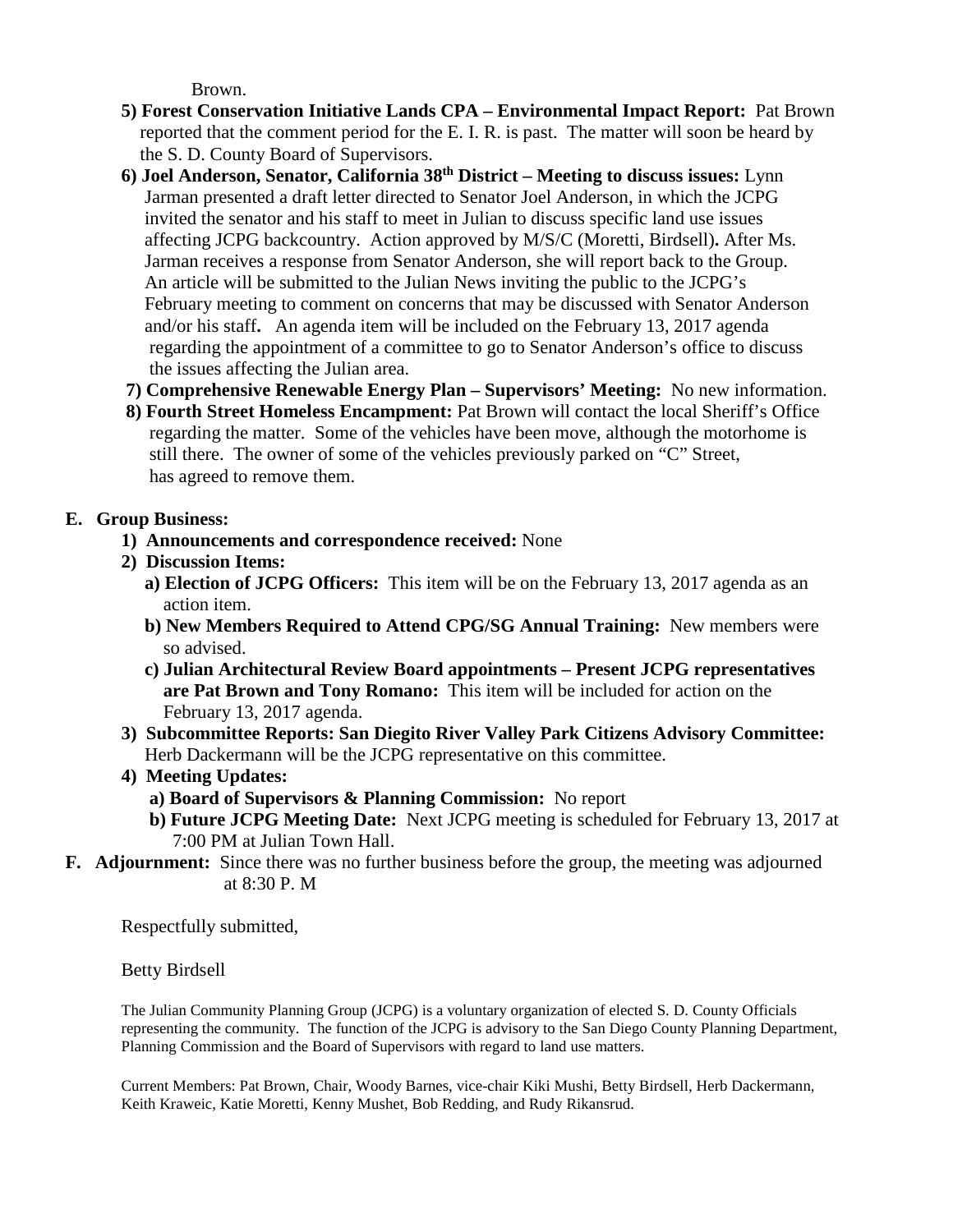Brown.

5) **Forest Conservation Initiative Lands CPA – Environmental Impact Report:** Pat Brown reported that the comment period for the E. I. R. is past. The matter will soon be heard by the S. D. County Board of Supervisors.

6) **Joel Anderson, Senator, California 38th District – Meeting to discuss issues:** Lynn Jarman presented a draft letter directed to Senator Joel Anderson, in which the JCPG invited the senator and his staff to meet in Julian to discuss specific land use issues affecting JCPG backcountry. Action approved by M/S/C (Moretti, Birdsell)**.** After Ms. Jarman receives a response from Senator Anderson, she will report back to the Group. An article will be submitted to the Julian News inviting the public to the JCPG's February meeting to comment on concerns that may be discussed with Senator Anderson and/or his staff**.** An agenda item will be included on the February 13, 2017 agenda regarding the appointment of a committee to go to Senator Anderson's office to discuss the issues affecting the Julian area.

7) **Comprehensive Renewable Energy Plan – Supervisors' Meeting:** No new information.

8) **Fourth Street Homeless Encampment:** Pat Brown will contact the local Sheriff's Office regarding the matter. Some of the vehicles have been move, although the motorhome is still there. The owner of some of the vehicles previously parked on "C" Street, has agreed to remove them.

**E. Group Business:**

1) **Announcements and correspondence received:** None

2) **Discussion Items:**

   a) **Election of JCPG Officers:** This item will be on the February 13, 2017 agenda as an action item.

   b) **New Members Required to Attend CPG/SG Annual Training:** New members were so advised.

   c) **Julian Architectural Review Board appointments – Present JCPG representatives are Pat Brown and Tony Romano:** This item will be included for action on the February 13, 2017 agenda.

3) **Subcommittee Reports: San Diegito River Valley Park Citizens Advisory Committee:** Herb Dackermann will be the JCPG representative on this committee.

4) **Meeting Updates:**

   a) **Board of Supervisors & Planning Commission:** No report

   b) **Future JCPG Meeting Date:** Next JCPG meeting is scheduled for February 13, 2017 at 7:00 PM at Julian Town Hall.

**F. Adjournment:** Since there was no further business before the group, the meeting was adjourned at 8:30 P. M

Respectfully submitted,

Betty Birdsell

The Julian Community Planning Group (JCPG) is a voluntary organization of elected S. D. County Officials representing the community. The function of the JCPG is advisory to the San Diego County Planning Department, Planning Commission and the Board of Supervisors with regard to land use matters.

Current Members: Pat Brown, Chair, Woody Barnes, vice-chair Kiki Mushi, Betty Birdsell, Herb Dackermann, Keith Kraweic, Katie Moretti, Kenny Mushet, Bob Redding, and Rudy Rikansrud.